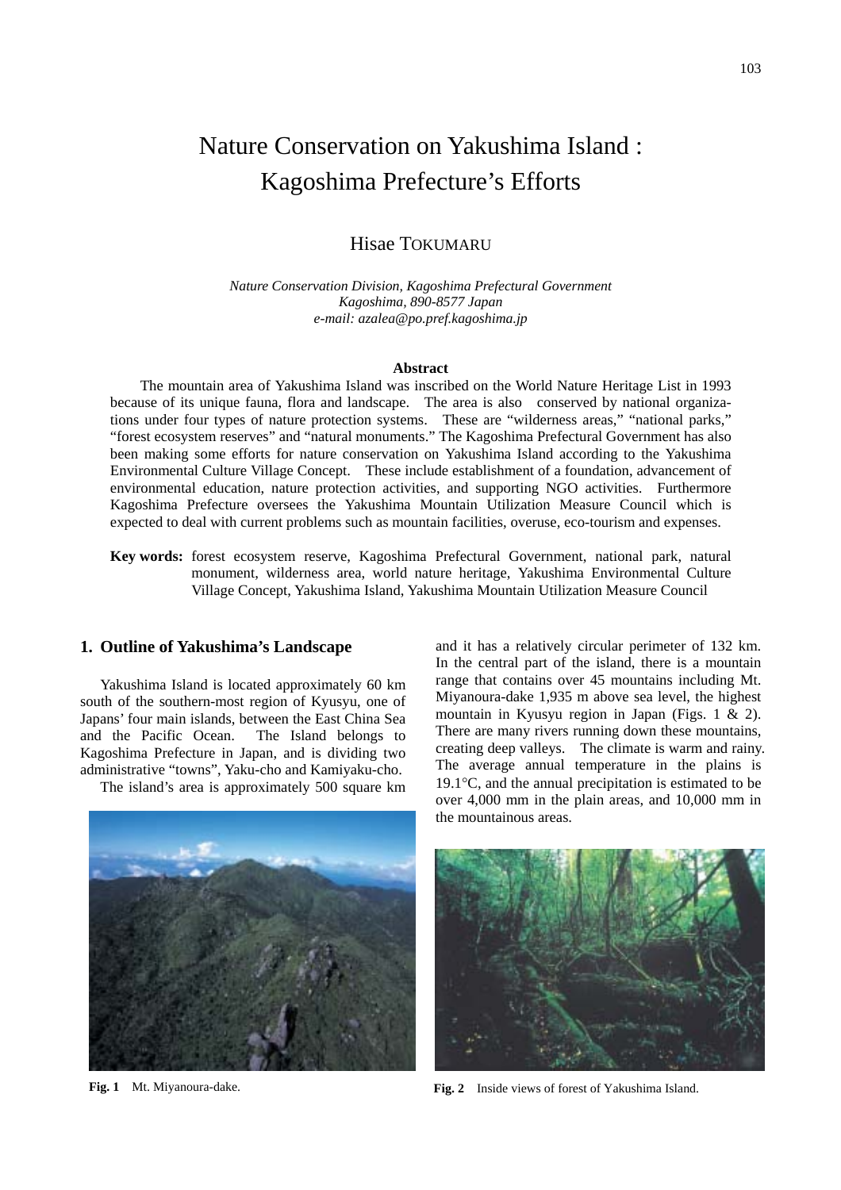# Nature Conservation on Yakushima Island : Kagoshima Prefecture's Efforts

Hisae TOKUMARU

*Nature Conservation Division, Kagoshima Prefectural Government*
*Kagoshima, 890-8577 Japan*
*e-mail: azalea@po.pref.kagoshima.jp*

### Abstract

The mountain area of Yakushima Island was inscribed on the World Nature Heritage List in 1993 because of its unique fauna, flora and landscape. The area is also conserved by national organizations under four types of nature protection systems. These are "wilderness areas," "national parks," "forest ecosystem reserves" and "natural monuments." The Kagoshima Prefectural Government has also been making some efforts for nature conservation on Yakushima Island according to the Yakushima Environmental Culture Village Concept. These include establishment of a foundation, advancement of environmental education, nature protection activities, and supporting NGO activities. Furthermore Kagoshima Prefecture oversees the Yakushima Mountain Utilization Measure Council which is expected to deal with current problems such as mountain facilities, overuse, eco-tourism and expenses.

**Key words:** forest ecosystem reserve, Kagoshima Prefectural Government, national park, natural monument, wilderness area, world nature heritage, Yakushima Environmental Culture Village Concept, Yakushima Island, Yakushima Mountain Utilization Measure Council

## 1. Outline of Yakushima's Landscape

Yakushima Island is located approximately 60 km south of the southern-most region of Kyusyu, one of Japans' four main islands, between the East China Sea and the Pacific Ocean. The Island belongs to Kagoshima Prefecture in Japan, and is dividing two administrative "towns", Yaku-cho and Kamiyaku-cho.

The island's area is approximately 500 square km and it has a relatively circular perimeter of 132 km. In the central part of the island, there is a mountain range that contains over 45 mountains including Mt. Miyanoura-dake 1,935 m above sea level, the highest mountain in Kyusyu region in Japan (Figs. 1 & 2). There are many rivers running down these mountains, creating deep valleys. The climate is warm and rainy. The average annual temperature in the plains is 19.1°C, and the annual precipitation is estimated to be over 4,000 mm in the plain areas, and 10,000 mm in the mountainous areas.

**Fig. 1** Mt. Miyanoura-dake.

**Fig. 2** Inside views of forest of Yakushima Island.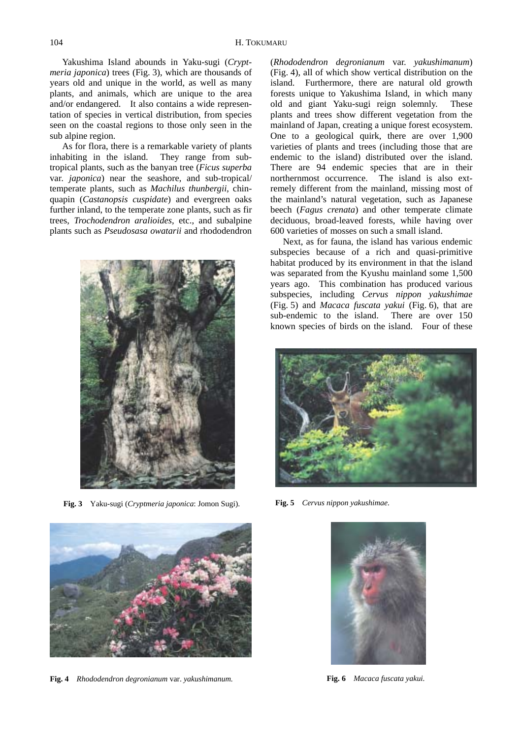Yakushima Island abounds in Yaku-sugi (*Cryptmeria japonica*) trees (Fig. 3), which are thousands of years old and unique in the world, as well as many plants, and animals, which are unique to the area and/or endangered. It also contains a wide representation of species in vertical distribution, from species seen on the coastal regions to those only seen in the sub alpine region.

As for flora, there is a remarkable variety of plants inhabiting in the island. They range from subtropical plants, such as the banyan tree (*Ficus superba* var. *japonica*) near the seashore, and sub-tropical/temperate plants, such as *Machilus thunbergii*, chinquapin (*Castanopsis cuspidate*) and evergreen oaks further inland, to the temperate zone plants, such as fir trees, *Trochodendron aralioides*, etc., and subalpine plants such as *Pseudosasa owatarii* and rhododendron (*Rhododendron degronianum* var. *yakushimanum*) (Fig. 4), all of which show vertical distribution on the island. Furthermore, there are natural old growth forests unique to Yakushima Island, in which many old and giant Yaku-sugi reign solemnly. These plants and trees show different vegetation from the mainland of Japan, creating a unique forest ecosystem. One to a geological quirk, there are over 1,900 varieties of plants and trees (including those that are endemic to the island) distributed over the island. There are 94 endemic species that are in their northernmost occurrence. The island is also extremely different from the mainland, missing most of the mainland's natural vegetation, such as Japanese beech (*Fagus crenata*) and other temperate climate deciduous, broad-leaved forests, while having over 600 varieties of mosses on such a small island.

**Fig. 3** Yaku-sugi (*Cryptmeria japonica*: Jomon Sugi).

**Fig. 4** *Rhododendron degronianum* var. *yakushimanum.*

Next, as for fauna, the island has various endemic subspecies because of a rich and quasi-primitive habitat produced by its environment in that the island was separated from the Kyushu mainland some 1,500 years ago. This combination has produced various subspecies, including *Cervus nippon yakushimae* (Fig. 5) and *Macaca fuscata yakui* (Fig. 6), that are sub-endemic to the island. There are over 150 known species of birds on the island. Four of these

**Fig. 5** *Cervus nippon yakushimae.*

**Fig. 6** *Macaca fuscata yakui.*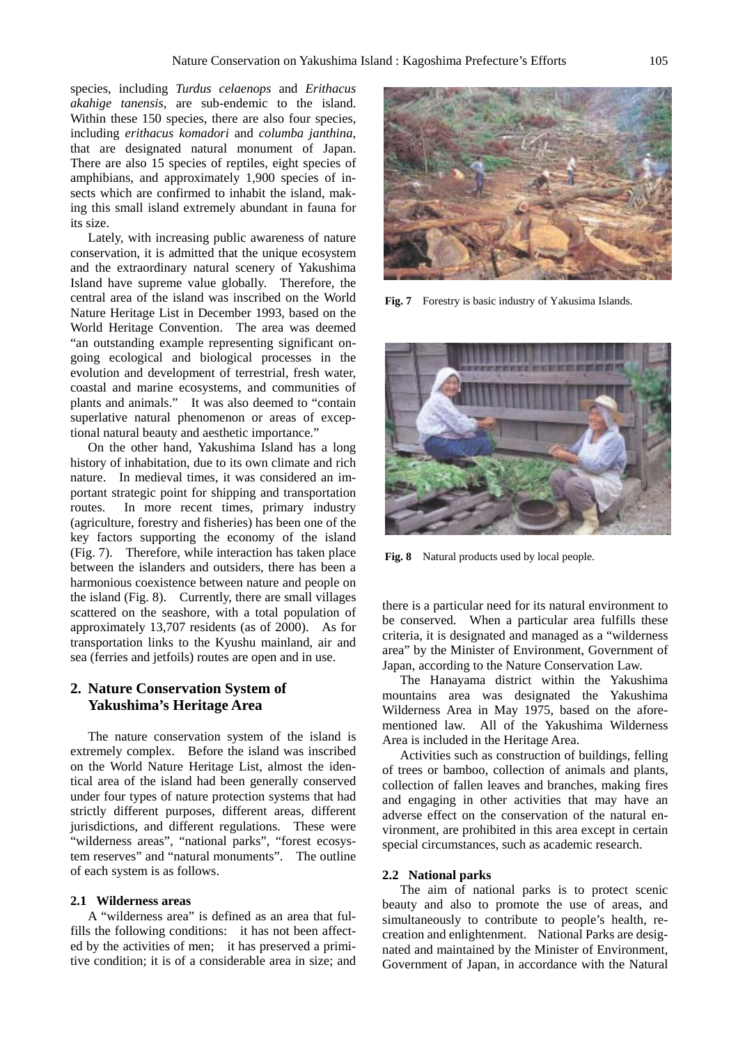species, including *Turdus celaenops* and *Erithacus akahige tanensis*, are sub-endemic to the island. Within these 150 species, there are also four species, including *erithacus komadori* and *columba janthina*, that are designated natural monument of Japan. There are also 15 species of reptiles, eight species of amphibians, and approximately 1,900 species of insects which are confirmed to inhabit the island, making this small island extremely abundant in fauna for its size.

Lately, with increasing public awareness of nature conservation, it is admitted that the unique ecosystem and the extraordinary natural scenery of Yakushima Island have supreme value globally. Therefore, the central area of the island was inscribed on the World Nature Heritage List in December 1993, based on the World Heritage Convention. The area was deemed "an outstanding example representing significant ongoing ecological and biological processes in the evolution and development of terrestrial, fresh water, coastal and marine ecosystems, and communities of plants and animals." It was also deemed to "contain superlative natural phenomenon or areas of exceptional natural beauty and aesthetic importance."

On the other hand, Yakushima Island has a long history of inhabitation, due to its own climate and rich nature. In medieval times, it was considered an important strategic point for shipping and transportation routes. In more recent times, primary industry (agriculture, forestry and fisheries) has been one of the key factors supporting the economy of the island (Fig. 7). Therefore, while interaction has taken place between the islanders and outsiders, there has been a harmonious coexistence between nature and people on the island (Fig. 8). Currently, there are small villages scattered on the seashore, with a total population of approximately 13,707 residents (as of 2000). As for transportation links to the Kyushu mainland, air and sea (ferries and jetfoils) routes are open and in use.

**Fig. 7** Forestry is basic industry of Yakusima Islands.

**Fig. 8** Natural products used by local people.

## 2. Nature Conservation System of Yakushima's Heritage Area

The nature conservation system of the island is extremely complex. Before the island was inscribed on the World Nature Heritage List, almost the identical area of the island had been generally conserved under four types of nature protection systems that had strictly different purposes, different areas, different jurisdictions, and different regulations. These were "wilderness areas", "national parks", "forest ecosystem reserves" and "natural monuments". The outline of each system is as follows.

### 2.1 Wilderness areas

A "wilderness area" is defined as an area that fulfills the following conditions: it has not been affected by the activities of men; it has preserved a primitive condition; it is of a considerable area in size; and there is a particular need for its natural environment to be conserved. When a particular area fulfills these criteria, it is designated and managed as a "wilderness area" by the Minister of Environment, Government of Japan, according to the Nature Conservation Law.

The Hanayama district within the Yakushima mountains area was designated the Yakushima Wilderness Area in May 1975, based on the aforementioned law. All of the Yakushima Wilderness Area is included in the Heritage Area.

Activities such as construction of buildings, felling of trees or bamboo, collection of animals and plants, collection of fallen leaves and branches, making fires and engaging in other activities that may have an adverse effect on the conservation of the natural environment, are prohibited in this area except in certain special circumstances, such as academic research.

### 2.2 National parks

The aim of national parks is to protect scenic beauty and also to promote the use of areas, and simultaneously to contribute to people's health, recreation and enlightenment. National Parks are designated and maintained by the Minister of Environment, Government of Japan, in accordance with the Natural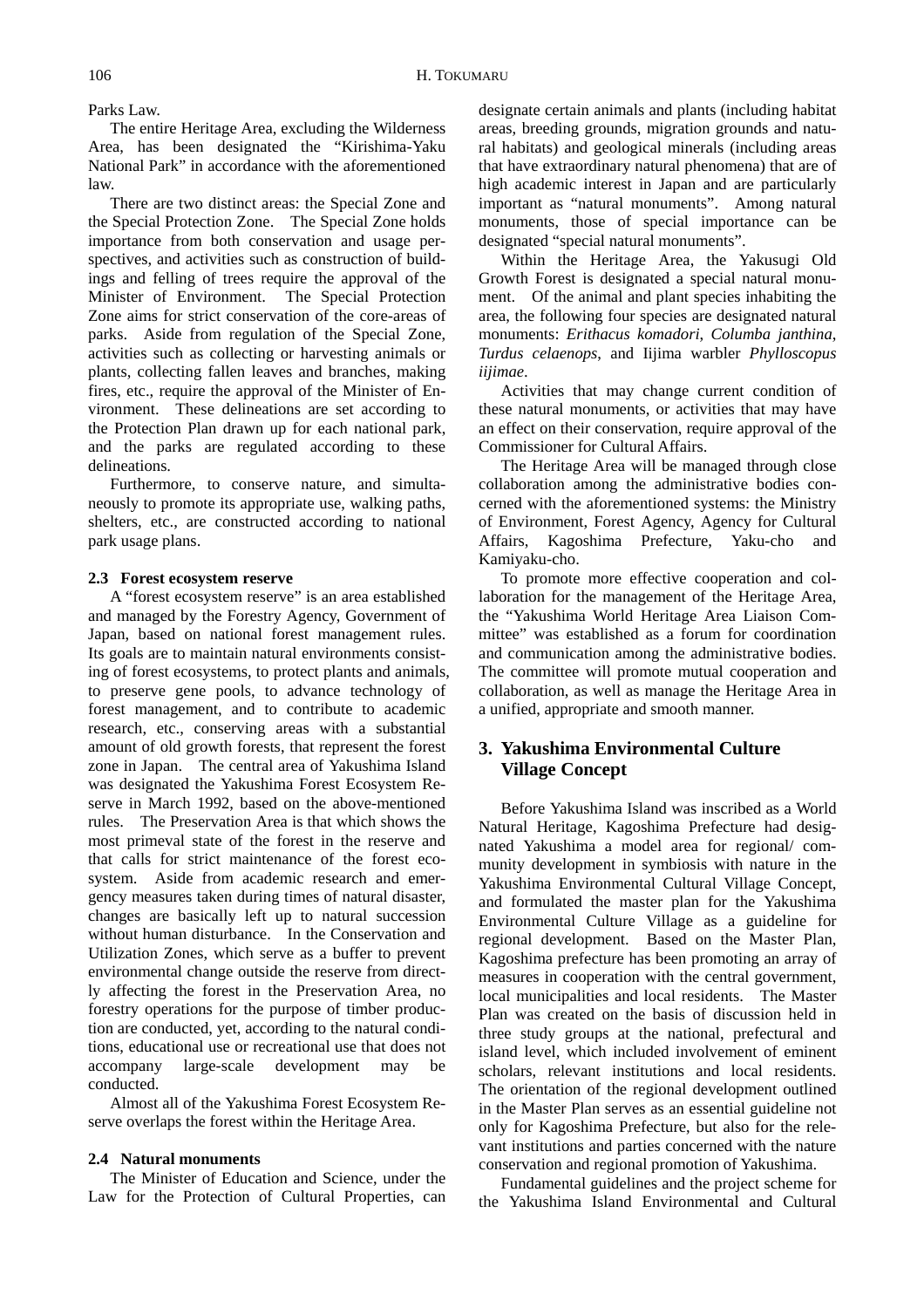Parks Law.

The entire Heritage Area, excluding the Wilderness Area, has been designated the "Kirishima-Yaku National Park" in accordance with the aforementioned law.

There are two distinct areas: the Special Zone and the Special Protection Zone. The Special Zone holds importance from both conservation and usage perspectives, and activities such as construction of buildings and felling of trees require the approval of the Minister of Environment. The Special Protection Zone aims for strict conservation of the core-areas of parks. Aside from regulation of the Special Zone, activities such as collecting or harvesting animals or plants, collecting fallen leaves and branches, making fires, etc., require the approval of the Minister of Environment. These delineations are set according to the Protection Plan drawn up for each national park, and the parks are regulated according to these delineations.

Furthermore, to conserve nature, and simultaneously to promote its appropriate use, walking paths, shelters, etc., are constructed according to national park usage plans.

### 2.3 Forest ecosystem reserve

A "forest ecosystem reserve" is an area established and managed by the Forestry Agency, Government of Japan, based on national forest management rules. Its goals are to maintain natural environments consisting of forest ecosystems, to protect plants and animals, to preserve gene pools, to advance technology of forest management, and to contribute to academic research, etc., conserving areas with a substantial amount of old growth forests, that represent the forest zone in Japan. The central area of Yakushima Island was designated the Yakushima Forest Ecosystem Reserve in March 1992, based on the above-mentioned rules. The Preservation Area is that which shows the most primeval state of the forest in the reserve and that calls for strict maintenance of the forest ecosystem. Aside from academic research and emergency measures taken during times of natural disaster, changes are basically left up to natural succession without human disturbance. In the Conservation and Utilization Zones, which serve as a buffer to prevent environmental change outside the reserve from directly affecting the forest in the Preservation Area, no forestry operations for the purpose of timber production are conducted, yet, according to the natural conditions, educational use or recreational use that does not accompany large-scale development may be conducted.

Almost all of the Yakushima Forest Ecosystem Reserve overlaps the forest within the Heritage Area.

### 2.4 Natural monuments

The Minister of Education and Science, under the Law for the Protection of Cultural Properties, can designate certain animals and plants (including habitat areas, breeding grounds, migration grounds and natural habitats) and geological minerals (including areas that have extraordinary natural phenomena) that are of high academic interest in Japan and are particularly important as "natural monuments". Among natural monuments, those of special importance can be designated "special natural monuments".

Within the Heritage Area, the Yakusugi Old Growth Forest is designated a special natural monument. Of the animal and plant species inhabiting the area, the following four species are designated natural monuments: *Erithacus komadori*, *Columba janthina*, *Turdus celaenops*, and Iijima warbler *Phylloscopus iijimae*.

Activities that may change current condition of these natural monuments, or activities that may have an effect on their conservation, require approval of the Commissioner for Cultural Affairs.

The Heritage Area will be managed through close collaboration among the administrative bodies concerned with the aforementioned systems: the Ministry of Environment, Forest Agency, Agency for Cultural Affairs, Kagoshima Prefecture, Yaku-cho and Kamiyaku-cho.

To promote more effective cooperation and collaboration for the management of the Heritage Area, the "Yakushima World Heritage Area Liaison Committee" was established as a forum for coordination and communication among the administrative bodies. The committee will promote mutual cooperation and collaboration, as well as manage the Heritage Area in a unified, appropriate and smooth manner.

## 3. Yakushima Environmental Culture Village Concept

Before Yakushima Island was inscribed as a World Natural Heritage, Kagoshima Prefecture had designated Yakushima a model area for regional/ community development in symbiosis with nature in the Yakushima Environmental Cultural Village Concept, and formulated the master plan for the Yakushima Environmental Culture Village as a guideline for regional development. Based on the Master Plan, Kagoshima prefecture has been promoting an array of measures in cooperation with the central government, local municipalities and local residents. The Master Plan was created on the basis of discussion held in three study groups at the national, prefectural and island level, which included involvement of eminent scholars, relevant institutions and local residents. The orientation of the regional development outlined in the Master Plan serves as an essential guideline not only for Kagoshima Prefecture, but also for the relevant institutions and parties concerned with the nature conservation and regional promotion of Yakushima.

Fundamental guidelines and the project scheme for the Yakushima Island Environmental and Cultural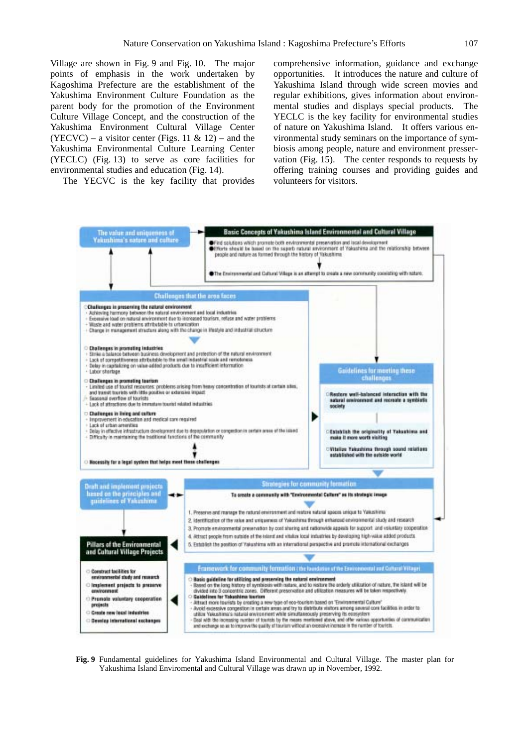Village are shown in Fig. 9 and Fig. 10. The major points of emphasis in the work undertaken by Kagoshima Prefecture are the establishment of the Yakushima Environment Culture Foundation as the parent body for the promotion of the Environment Culture Village Concept, and the construction of the Yakushima Environment Cultural Village Center (YECVC) – a visitor center (Figs. 11 & 12) – and the Yakushima Environmental Culture Learning Center (YECLC) (Fig. 13) to serve as core facilities for environmental studies and education (Fig. 14).

The YECVC is the key facility that provides comprehensive information, guidance and exchange opportunities. It introduces the nature and culture of Yakushima Island through wide screen movies and regular exhibitions, gives information about environmental studies and displays special products. The YECLC is the key facility for environmental studies of nature on Yakushima Island. It offers various environmental study seminars on the importance of symbiosis among people, nature and environment presservation (Fig. 15). The center responds to requests by offering training courses and providing guides and volunteers for visitors.

**The value and uniqueness of Yakushima's nature and culture**

**Basic Concepts of Yakushima Island Environmental and Cultural Village**

- Find solutions which promote both environmental preservation and local development
- Efforts should be based on the superb natural environment of Yakushima and the relationship between people and nature as formed through the history of Yakushima
- The Environmental and Cultural Village is an attempt to create a new community coexisting with nature.

**Challenges that the area faces**

○ **Challenges in preserving the natural environment**
- Achieving harmony between the natural environment and local industries
- Excessive load on natural environment due to increased tourism, refuse and water problems
- Waste and water problems attributable to urbanization
- Change in management structure along with the change in lifestyle and industrial structure

○ **Challenges in promoting industries**
- Strike a balance between business development and protection of the natural environment
- Lack of competitiveness attributable to the small industrial scale and remoteness
- Delay in capitalizing on value-added products due to insufficient information
- Labor shortage

○ **Challenges in promoting tourism**
- Limited use of tourist resources: problems arising from heavy concentration of tourists at certain sites, and transit tourists with little positive or extensive impact
- Seasonal overflow of tourists
- Lack of attractions due to immature tourist related industries

○ **Challenges in living and culture**
- Improvement in education and medical care required
- Lack of urban amenities
- Delay in effective infrastructure development due to depopulation or congestion in certain areas of the island
- Difficulty in maintaining the traditional functions of the community

○ **Necessity for a legal system that helps meet these challenges**

**Guidelines for meeting these challenges**

○ **Restore well-balanced interaction with the natural environment and recreate a symbiotic society**

○ **Establish the originality of Yakushima and make it more worth visiting**

○ **Vitalize Yakushima through sound relations established with the outside world**

**Draft and implement projects based on the principles and guidelines of Yakushima**

**Strategies for community formation**

**To create a community with "Environmental Culture" as its strategic image**

1. Preserve and manage the natural environment and restore natural spaces unique to Yakushima
2. Identification of the value and uniqueness of Yakushima through enhanced environmental study and research
3. Promote environmental preservation by cost sharing and nationwide appeals for support and voluntary cooperation
4. Attract people from outside of the island and vitalize local industries by developing high-value added products
5. Establish the position of Yakushima with an international perspective and promote international exchanges

**Pillars of the Environmental and Cultural Village Projects**

○ **Construct facilities for environmental study and research**
○ **Implement projects to preserve environment**
○ **Promote voluntary cooperation projects**
○ **Create new local industries**
○ **Develop international exchanges**

**Framework for community formation** (the foundation of the Environmental and Cultural Village)

○ **Basic guideline for utilizing and preserving the natural environment**
- Based on the long history of symbiosis with nature, and to restore the orderly utilization of nature, the island will be divided into 3 concentric zones. Different preservation and utilization measures will be taken respectively.

○ **Guidelines for Yakushima tourism**
- Attract more tourists by creating a new type of eco-tourism based on "Environmental Culture"
- Avoid excessive congestion in certain areas and try to distribute visitors among several core facilities in order to utilize Yakushima's natural environment while simultaneously preserving its ecosystem
- Deal with the increasing number of tourists by the means mentioned above, and offer various opportunities of communication and exchange so as to improve the quality of tourism without an excessive increase in the number of tourists.

**Fig. 9** Fundamental guidelines for Yakushima Island Environmental and Cultural Village. The master plan for Yakushima Island Enviromental and Cultural Village was drawn up in November, 1992.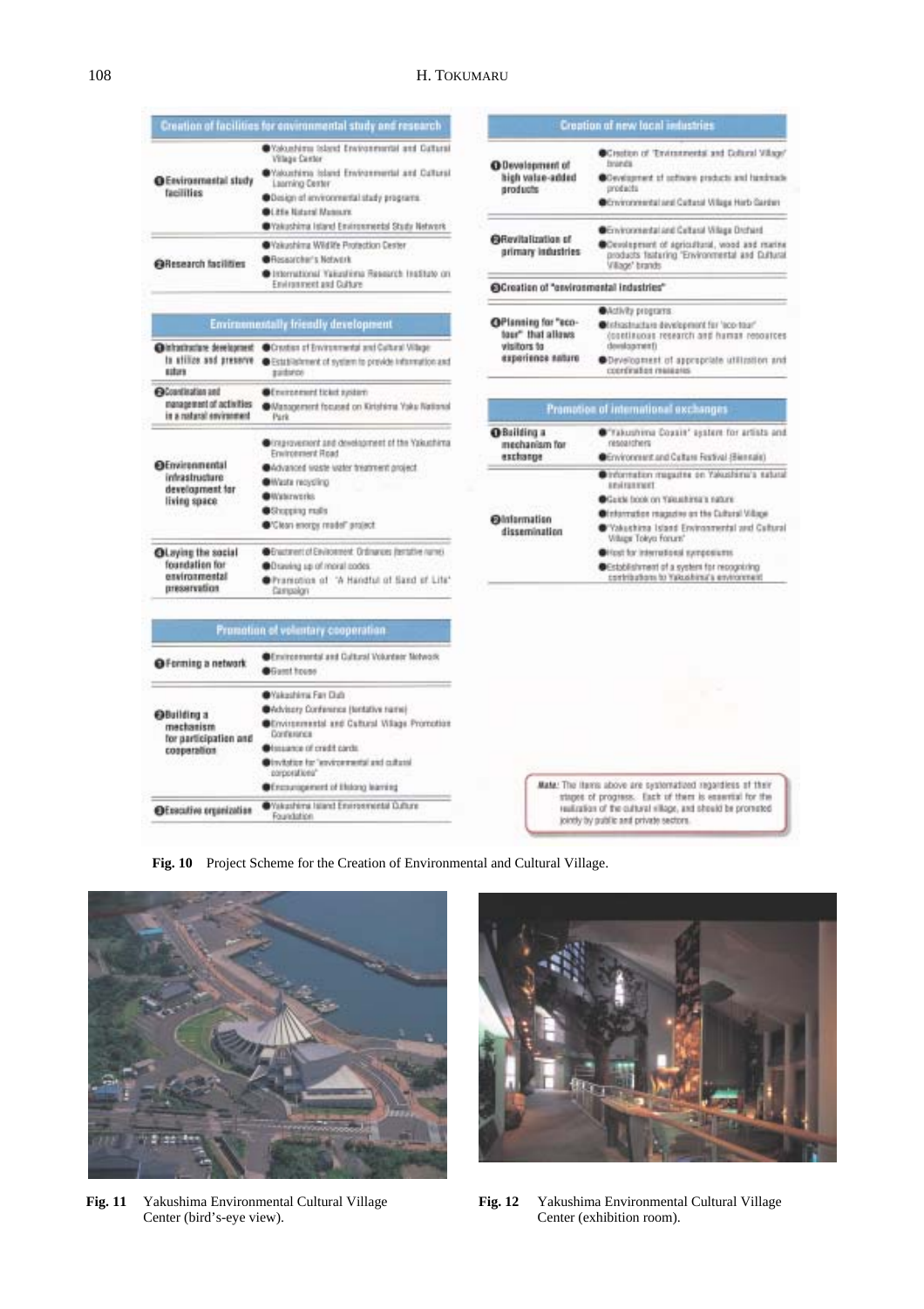## Creation of facilities for environmental study and research

| | |
|---|---|
| ❶ Environmental study facilities | ● Yakushima Island Environmental and Cultural Village Center<br>● Yakushima Island Environmental and Cultural Learning Center<br>● Design of environmental study programs<br>● Little Natural Museum<br>● Yakushima Island Environmental Study Network |
| ❷ Research facilities | ● Yakushima Wildlife Protection Center<br>● Researcher's Network<br>● International Yakushima Research Institute on Environment and Culture |

## Environmentally friendly development

| | |
|---|---|
| ❶ Infrastructure development to utilize and preserve nature | ● Creation of Environmental and Cultural Village<br>● Establishment of system to provide information and guidance |
| ❷ Coordination and management of activities in a natural environment | ● Environment ticket system<br>● Management focused on Kirishima Yaku National Park |
| ❸ Environmental infrastructure development for living space | ● Improvement and development of the Yakushima Environment Road<br>● Advanced waste water treatment project<br>● Waste recycling<br>● Waterworks<br>● Shopping malls<br>● "Clean energy model" project |
| ❹ Laying the social foundation for environmental preservation | ● Enactment of Environment Ordinances (tentative name)<br>● Drawing up of moral codes<br>● Promotion of "A Handful of Sand of Life" Campaign |

## Promotion of voluntary cooperation

| | |
|---|---|
| ❶ Forming a network | ● Environmental and Cultural Volunteer Network<br>● Guest house |
| ❷ Building a mechanism for participation and cooperation | ● Yakushima Fan Club<br>● Advisory Conference (tentative name)<br>● Environmental and Cultural Village Promotion Conference<br>● Issuance of credit cards<br>● Invitation for "environmental and cultural corporations"<br>● Encouragement of lifelong learning |
| ❸ Executive organization | ● Yakushima Island Environmental Culture Foundation |

## Creation of new local industries

| | |
|---|---|
| ❶ Development of high value-added products | ● Creation of "Environmental and Cultural Village" brands<br>● Development of software products and handmade products<br>● Environmental and Cultural Village Herb Garden |
| ❷ Revitalization of primary industries | ● Environmental and Cultural Village Orchard<br>● Development of agricultural, wood and marine products featuring "Environmental and Cultural Village" brands |
| ❸ Creation of "environmental industries" | |
| ❹ Planning for "eco-tour" that allows visitors to experience nature | ● Activity programs<br>● Infrastructure development for "eco-tour" (continuous research and human resources development)<br>● Development of appropriate utilization and coordination measures |

## Promotion of international exchanges

| | |
|---|---|
| ❶ Building a mechanism for exchange | ● "Yakushima Coasin" system for artists and researchers<br>● Environment and Culture Festival (Biennale) |
| ❷ Information dissemination | ● Information magazine on Yakushima's natural environment<br>● Guide book on Yakushima's nature<br>● Information magazine on the Cultural Village<br>● "Yakushima Island Environmental and Cultural Village Tokyo Forum"<br>● Host for international symposiums<br>● Establishment of a system for recognizing contributions to Yakushima's environment |

**Note:** The items above are systematized regardless of their stages of progress. Each of them is essential for the realization of the cultural village, and should be promoted jointly by public and private sectors.

**Fig. 10** Project Scheme for the Creation of Environmental and Cultural Village.

**Fig. 11** Yakushima Environmental Cultural Village Center (bird's-eye view).

**Fig. 12** Yakushima Environmental Cultural Village Center (exhibition room).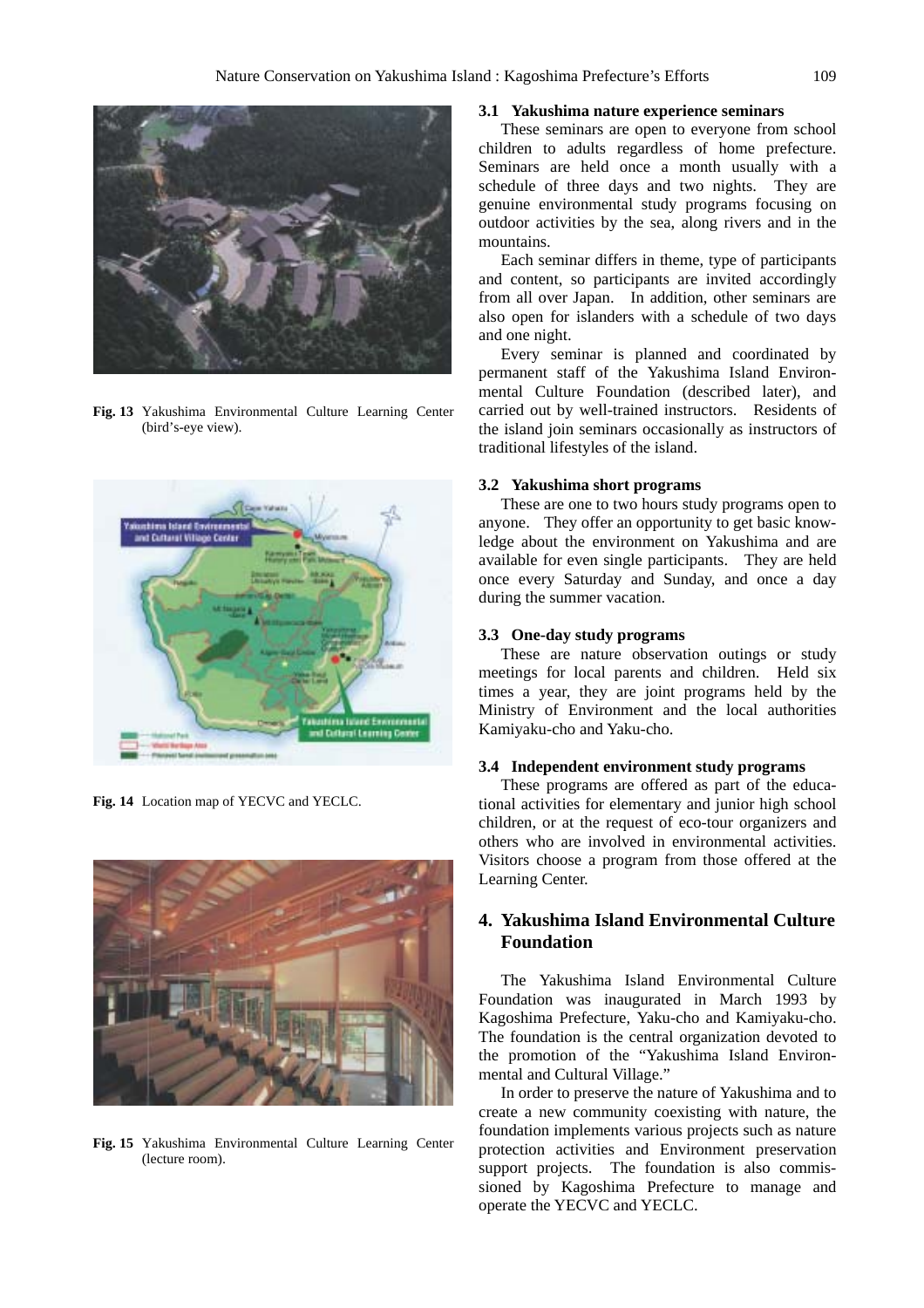Fig. 13 Yakushima Environmental Culture Learning Center (bird's-eye view).

Fig. 14 Location map of YECVC and YECLC.

Fig. 15 Yakushima Environmental Culture Learning Center (lecture room).

### 3.1 Yakushima nature experience seminars

These seminars are open to everyone from school children to adults regardless of home prefecture. Seminars are held once a month usually with a schedule of three days and two nights. They are genuine environmental study programs focusing on outdoor activities by the sea, along rivers and in the mountains.

Each seminar differs in theme, type of participants and content, so participants are invited accordingly from all over Japan. In addition, other seminars are also open for islanders with a schedule of two days and one night.

Every seminar is planned and coordinated by permanent staff of the Yakushima Island Environmental Culture Foundation (described later), and carried out by well-trained instructors. Residents of the island join seminars occasionally as instructors of traditional lifestyles of the island.

### 3.2 Yakushima short programs

These are one to two hours study programs open to anyone. They offer an opportunity to get basic knowledge about the environment on Yakushima and are available for even single participants. They are held once every Saturday and Sunday, and once a day during the summer vacation.

### 3.3 One-day study programs

These are nature observation outings or study meetings for local parents and children. Held six times a year, they are joint programs held by the Ministry of Environment and the local authorities Kamiyaku-cho and Yaku-cho.

### 3.4 Independent environment study programs

These programs are offered as part of the educational activities for elementary and junior high school children, or at the request of eco-tour organizers and others who are involved in environmental activities. Visitors choose a program from those offered at the Learning Center.

## 4. Yakushima Island Environmental Culture Foundation

The Yakushima Island Environmental Culture Foundation was inaugurated in March 1993 by Kagoshima Prefecture, Yaku-cho and Kamiyaku-cho. The foundation is the central organization devoted to the promotion of the "Yakushima Island Environmental and Cultural Village."

In order to preserve the nature of Yakushima and to create a new community coexisting with nature, the foundation implements various projects such as nature protection activities and Environment preservation support projects. The foundation is also commissioned by Kagoshima Prefecture to manage and operate the YECVC and YECLC.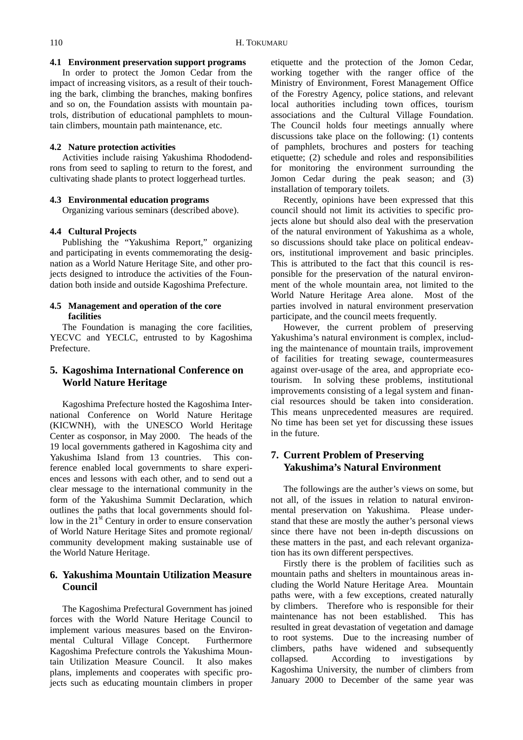### 4.1 Environment preservation support programs

In order to protect the Jomon Cedar from the impact of increasing visitors, as a result of their touching the bark, climbing the branches, making bonfires and so on, the Foundation assists with mountain patrols, distribution of educational pamphlets to mountain climbers, mountain path maintenance, etc.

### 4.2 Nature protection activities

Activities include raising Yakushima Rhododendrons from seed to sapling to return to the forest, and cultivating shade plants to protect loggerhead turtles.

### 4.3 Environmental education programs

Organizing various seminars (described above).

### 4.4 Cultural Projects

Publishing the "Yakushima Report," organizing and participating in events commemorating the designation as a World Nature Heritage Site, and other projects designed to introduce the activities of the Foundation both inside and outside Kagoshima Prefecture.

### 4.5 Management and operation of the core facilities

The Foundation is managing the core facilities, YECVC and YECLC, entrusted to by Kagoshima Prefecture.

## 5. Kagoshima International Conference on World Nature Heritage

Kagoshima Prefecture hosted the Kagoshima International Conference on World Nature Heritage (KICWNH), with the UNESCO World Heritage Center as cosponsor, in May 2000. The heads of the 19 local governments gathered in Kagoshima city and Yakushima Island from 13 countries. This conference enabled local governments to share experiences and lessons with each other, and to send out a clear message to the international community in the form of the Yakushima Summit Declaration, which outlines the paths that local governments should follow in the 21st Century in order to ensure conservation of World Nature Heritage Sites and promote regional/community development making sustainable use of the World Nature Heritage.

## 6. Yakushima Mountain Utilization Measure Council

The Kagoshima Prefectural Government has joined forces with the World Nature Heritage Council to implement various measures based on the Environmental Cultural Village Concept. Furthermore Kagoshima Prefecture controls the Yakushima Mountain Utilization Measure Council. It also makes plans, implements and cooperates with specific projects such as educating mountain climbers in proper etiquette and the protection of the Jomon Cedar, working together with the ranger office of the Ministry of Environment, Forest Management Office of the Forestry Agency, police stations, and relevant local authorities including town offices, tourism associations and the Cultural Village Foundation. The Council holds four meetings annually where discussions take place on the following: (1) contents of pamphlets, brochures and posters for teaching etiquette; (2) schedule and roles and responsibilities for monitoring the environment surrounding the Jomon Cedar during the peak season; and (3) installation of temporary toilets.

Recently, opinions have been expressed that this council should not limit its activities to specific projects alone but should also deal with the preservation of the natural environment of Yakushima as a whole, so discussions should take place on political endeavors, institutional improvement and basic principles. This is attributed to the fact that this council is responsible for the preservation of the natural environment of the whole mountain area, not limited to the World Nature Heritage Area alone. Most of the parties involved in natural environment preservation participate, and the council meets frequently.

However, the current problem of preserving Yakushima's natural environment is complex, including the maintenance of mountain trails, improvement of facilities for treating sewage, countermeasures against over-usage of the area, and appropriate ecotourism. In solving these problems, institutional improvements consisting of a legal system and financial resources should be taken into consideration. This means unprecedented measures are required. No time has been set yet for discussing these issues in the future.

## 7. Current Problem of Preserving Yakushima's Natural Environment

The followings are the auther's views on some, but not all, of the issues in relation to natural environmental preservation on Yakushima. Please understand that these are mostly the auther's personal views since there have not been in-depth discussions on these matters in the past, and each relevant organization has its own different perspectives.

Firstly there is the problem of facilities such as mountain paths and shelters in mountainous areas including the World Nature Heritage Area. Mountain paths were, with a few exceptions, created naturally by climbers. Therefore who is responsible for their maintenance has not been established. This has resulted in great devastation of vegetation and damage to root systems. Due to the increasing number of climbers, paths have widened and subsequently collapsed. According to investigations by Kagoshima University, the number of climbers from January 2000 to December of the same year was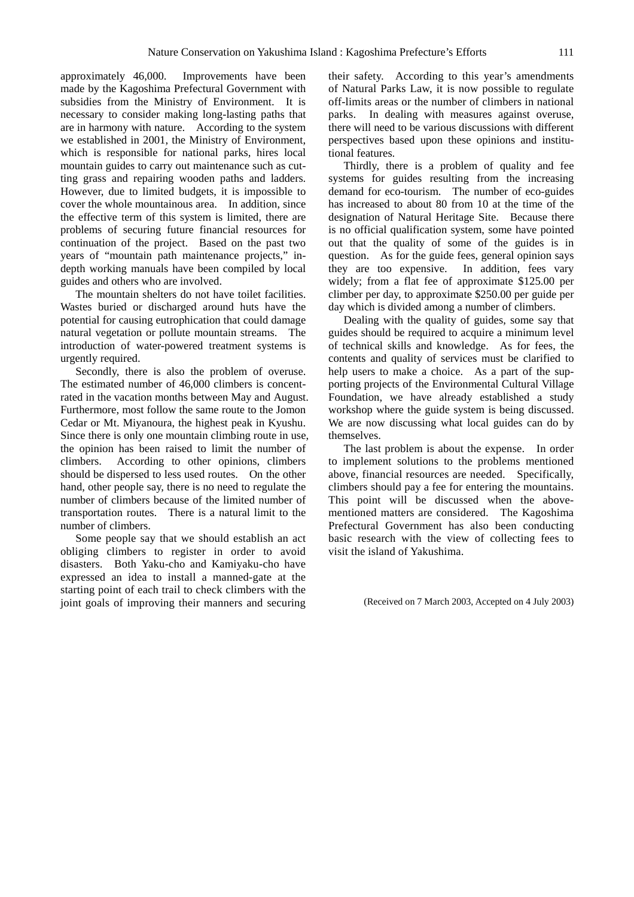approximately 46,000. Improvements have been made by the Kagoshima Prefectural Government with subsidies from the Ministry of Environment. It is necessary to consider making long-lasting paths that are in harmony with nature. According to the system we established in 2001, the Ministry of Environment, which is responsible for national parks, hires local mountain guides to carry out maintenance such as cutting grass and repairing wooden paths and ladders. However, due to limited budgets, it is impossible to cover the whole mountainous area. In addition, since the effective term of this system is limited, there are problems of securing future financial resources for continuation of the project. Based on the past two years of "mountain path maintenance projects," in-depth working manuals have been compiled by local guides and others who are involved.

The mountain shelters do not have toilet facilities. Wastes buried or discharged around huts have the potential for causing eutrophication that could damage natural vegetation or pollute mountain streams. The introduction of water-powered treatment systems is urgently required.

Secondly, there is also the problem of overuse. The estimated number of 46,000 climbers is concentrated in the vacation months between May and August. Furthermore, most follow the same route to the Jomon Cedar or Mt. Miyanoura, the highest peak in Kyushu. Since there is only one mountain climbing route in use, the opinion has been raised to limit the number of climbers. According to other opinions, climbers should be dispersed to less used routes. On the other hand, other people say, there is no need to regulate the number of climbers because of the limited number of transportation routes. There is a natural limit to the number of climbers.

Some people say that we should establish an act obliging climbers to register in order to avoid disasters. Both Yaku-cho and Kamiyaku-cho have expressed an idea to install a manned-gate at the starting point of each trail to check climbers with the joint goals of improving their manners and securing their safety. According to this year's amendments of Natural Parks Law, it is now possible to regulate off-limits areas or the number of climbers in national parks. In dealing with measures against overuse, there will need to be various discussions with different perspectives based upon these opinions and institutional features.

Thirdly, there is a problem of quality and fee systems for guides resulting from the increasing demand for eco-tourism. The number of eco-guides has increased to about 80 from 10 at the time of the designation of Natural Heritage Site. Because there is no official qualification system, some have pointed out that the quality of some of the guides is in question. As for the guide fees, general opinion says they are too expensive. In addition, fees vary widely; from a flat fee of approximate $125.00 per climber per day, to approximate $250.00 per guide per day which is divided among a number of climbers.

Dealing with the quality of guides, some say that guides should be required to acquire a minimum level of technical skills and knowledge. As for fees, the contents and quality of services must be clarified to help users to make a choice. As a part of the supporting projects of the Environmental Cultural Village Foundation, we have already established a study workshop where the guide system is being discussed. We are now discussing what local guides can do by themselves.

The last problem is about the expense. In order to implement solutions to the problems mentioned above, financial resources are needed. Specifically, climbers should pay a fee for entering the mountains. This point will be discussed when the above-mentioned matters are considered. The Kagoshima Prefectural Government has also been conducting basic research with the view of collecting fees to visit the island of Yakushima.

(Received on 7 March 2003, Accepted on 4 July 2003)